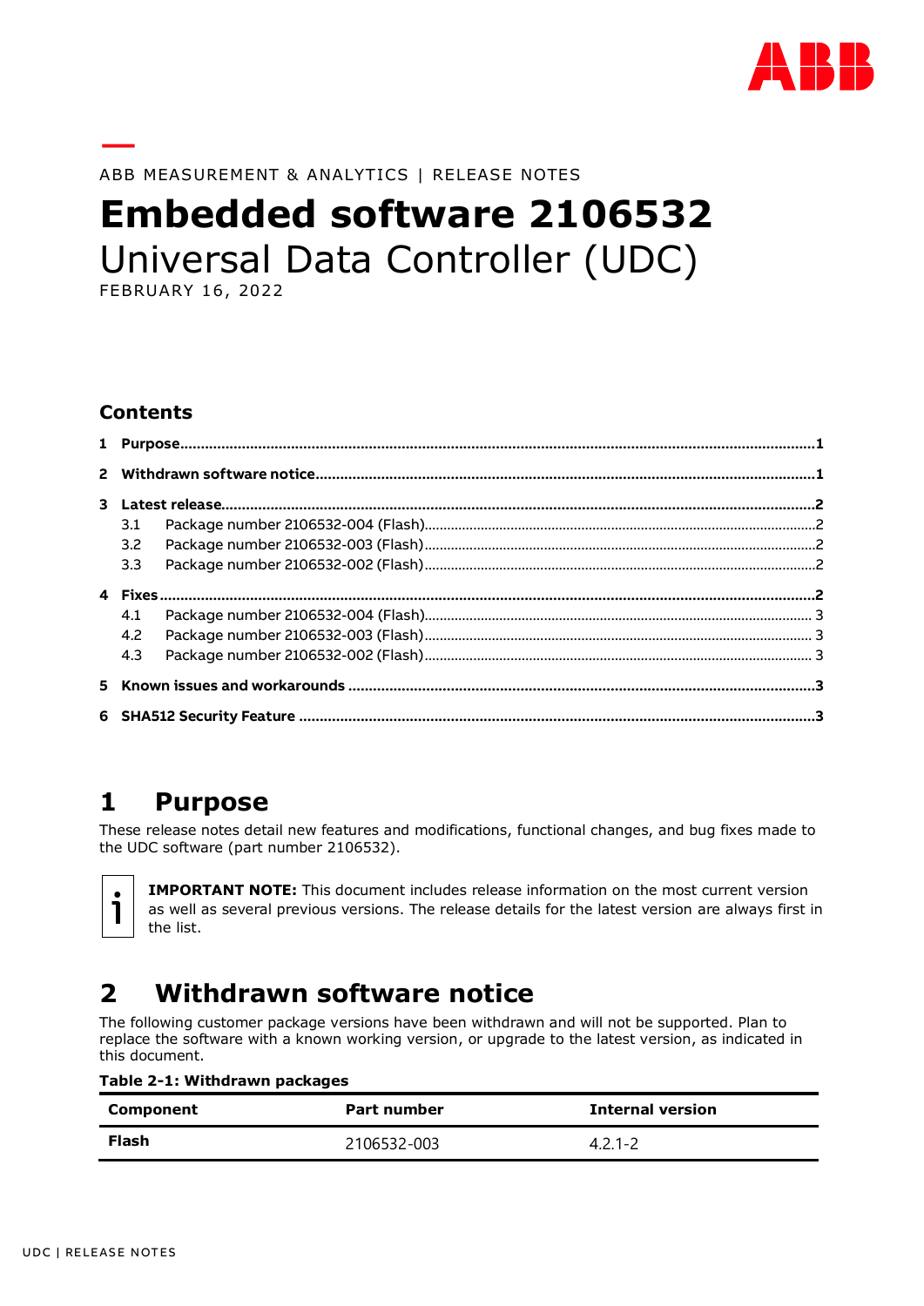ABB MEASUREMENT & ANALYTICS | RELEASE NOTES

# **Embedded software 2106532**

Universal Data Controller (UDC)

FEBRUARY 16, 2022

## Contents

1 Purpose....1

2 Withdrawn software notice....1

3 Latest release....2

- 3.1 Package number 2106532-004 (Flash)....2
- 3.2 Package number 2106532-003 (Flash)....2
- 3.3 Package number 2106532-002 (Flash)....2

4 Fixes....2

- 4.1 Package number 2106532-004 (Flash)....3
- 4.2 Package number 2106532-003 (Flash)....3
- 4.3 Package number 2106532-002 (Flash)....3

5 Known issues and workarounds....3

6 SHA512 Security Feature....3

# 1 Purpose

These release notes detail new features and modifications, functional changes, and bug fixes made to the UDC software (part number 2106532).

**IMPORTANT NOTE:** This document includes release information on the most current version as well as several previous versions. The release details for the latest version are always first in the list.

# 2 Withdrawn software notice

The following customer package versions have been withdrawn and will not be supported. Plan to replace the software with a known working version, or upgrade to the latest version, as indicated in this document.

**Table 2-1: Withdrawn packages**

| Component | Part number | Internal version |
| --- | --- | --- |
| **Flash** | 2106532-003 | 4.2.1-2 |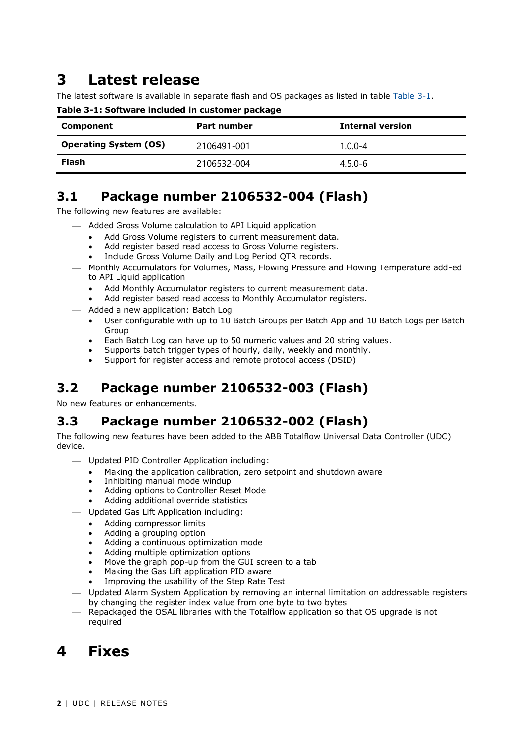# 3 Latest release

The latest software is available in separate flash and OS packages as listed in table Table 3-1.

**Table 3-1: Software included in customer package**

| Component | Part number | Internal version |
|---|---|---|
| **Operating System (OS)** | 2106491-001 | 1.0.0-4 |
| **Flash** | 2106532-004 | 4.5.0-6 |

## 3.1 Package number 2106532-004 (Flash)

The following new features are available:

- Added Gross Volume calculation to API Liquid application
  - Add Gross Volume registers to current measurement data.
  - Add register based read access to Gross Volume registers.
  - Include Gross Volume Daily and Log Period QTR records.
- Monthly Accumulators for Volumes, Mass, Flowing Pressure and Flowing Temperature add-ed to API Liquid application
  - Add Monthly Accumulator registers to current measurement data.
  - Add register based read access to Monthly Accumulator registers.
- Added a new application: Batch Log
  - User configurable with up to 10 Batch Groups per Batch App and 10 Batch Logs per Batch Group
  - Each Batch Log can have up to 50 numeric values and 20 string values.
  - Supports batch trigger types of hourly, daily, weekly and monthly.
  - Support for register access and remote protocol access (DSID)

## 3.2 Package number 2106532-003 (Flash)

No new features or enhancements.

## 3.3 Package number 2106532-002 (Flash)

The following new features have been added to the ABB Totalflow Universal Data Controller (UDC) device.

- Updated PID Controller Application including:
  - Making the application calibration, zero setpoint and shutdown aware
  - Inhibiting manual mode windup
  - Adding options to Controller Reset Mode
  - Adding additional override statistics
- Updated Gas Lift Application including:
  - Adding compressor limits
  - Adding a grouping option
  - Adding a continuous optimization mode
  - Adding multiple optimization options
  - Move the graph pop-up from the GUI screen to a tab
  - Making the Gas Lift application PID aware
  - Improving the usability of the Step Rate Test
- Updated Alarm System Application by removing an internal limitation on addressable registers by changing the register index value from one byte to two bytes
- Repackaged the OSAL libraries with the Totalflow application so that OS upgrade is not required

# 4 Fixes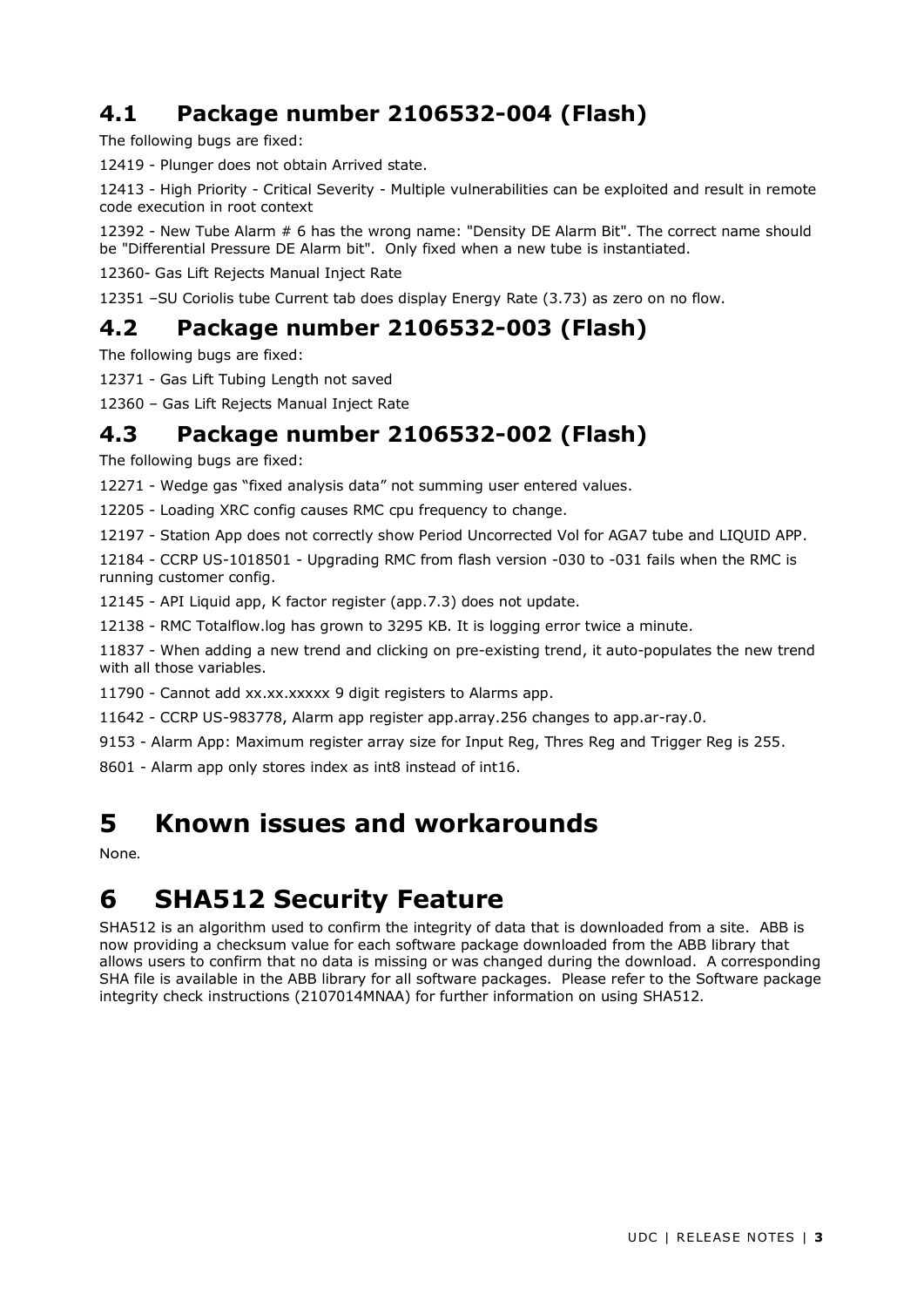## 4.1 Package number 2106532-004 (Flash)

The following bugs are fixed:

12419 - Plunger does not obtain Arrived state.

12413 - High Priority - Critical Severity - Multiple vulnerabilities can be exploited and result in remote code execution in root context

12392 - New Tube Alarm # 6 has the wrong name: "Density DE Alarm Bit". The correct name should be "Differential Pressure DE Alarm bit". Only fixed when a new tube is instantiated.

12360- Gas Lift Rejects Manual Inject Rate

12351 –SU Coriolis tube Current tab does display Energy Rate (3.73) as zero on no flow.

## 4.2 Package number 2106532-003 (Flash)

The following bugs are fixed:

12371 - Gas Lift Tubing Length not saved

12360 – Gas Lift Rejects Manual Inject Rate

## 4.3 Package number 2106532-002 (Flash)

The following bugs are fixed:

12271 - Wedge gas "fixed analysis data" not summing user entered values.

12205 - Loading XRC config causes RMC cpu frequency to change.

12197 - Station App does not correctly show Period Uncorrected Vol for AGA7 tube and LIQUID APP.

12184 - CCRP US-1018501 - Upgrading RMC from flash version -030 to -031 fails when the RMC is running customer config.

12145 - API Liquid app, K factor register (app.7.3) does not update.

12138 - RMC Totalflow.log has grown to 3295 KB. It is logging error twice a minute.

11837 - When adding a new trend and clicking on pre-existing trend, it auto-populates the new trend with all those variables.

11790 - Cannot add xx.xx.xxxxx 9 digit registers to Alarms app.

11642 - CCRP US-983778, Alarm app register app.array.256 changes to app.ar-ray.0.

9153 - Alarm App: Maximum register array size for Input Reg, Thres Reg and Trigger Reg is 255.

8601 - Alarm app only stores index as int8 instead of int16.

# 5 Known issues and workarounds

None.

# 6 SHA512 Security Feature

SHA512 is an algorithm used to confirm the integrity of data that is downloaded from a site. ABB is now providing a checksum value for each software package downloaded from the ABB library that allows users to confirm that no data is missing or was changed during the download. A corresponding SHA file is available in the ABB library for all software packages. Please refer to the Software package integrity check instructions (2107014MNAA) for further information on using SHA512.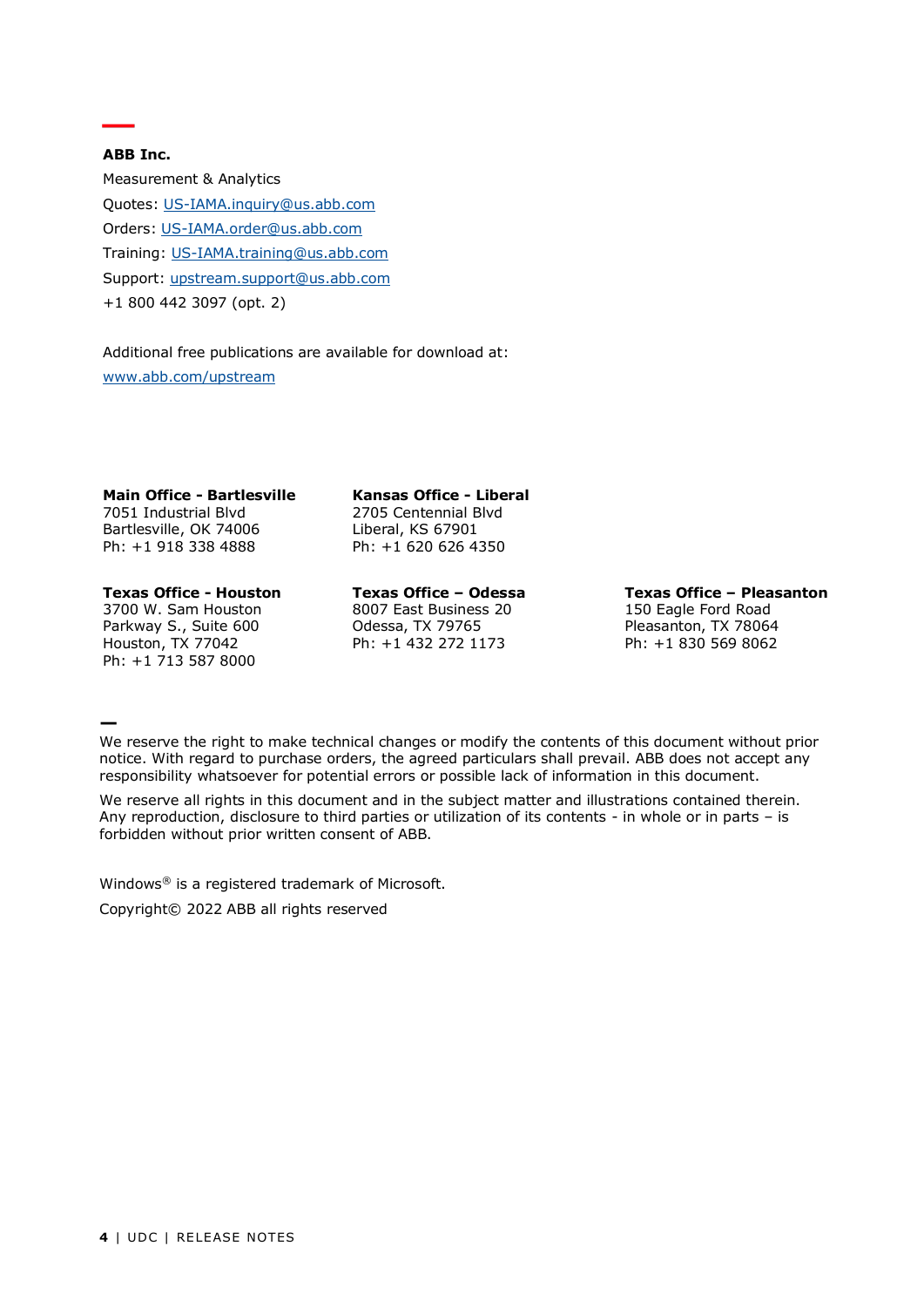**ABB Inc.**

Measurement & Analytics

Quotes: US-IAMA.inquiry@us.abb.com

Orders: US-IAMA.order@us.abb.com

Training: US-IAMA.training@us.abb.com

Support: upstream.support@us.abb.com

+1 800 442 3097 (opt. 2)

Additional free publications are available for download at:
www.abb.com/upstream

**Main Office - Bartlesville**
7051 Industrial Blvd
Bartlesville, OK 74006
Ph: +1 918 338 4888

**Kansas Office - Liberal**
2705 Centennial Blvd
Liberal, KS 67901
Ph: +1 620 626 4350

**Texas Office - Houston**
3700 W. Sam Houston
Parkway S., Suite 600
Houston, TX 77042
Ph: +1 713 587 8000

**Texas Office – Odessa**
8007 East Business 20
Odessa, TX 79765
Ph: +1 432 272 1173

**Texas Office – Pleasanton**
150 Eagle Ford Road
Pleasanton, TX 78064
Ph: +1 830 569 8062

We reserve the right to make technical changes or modify the contents of this document without prior notice. With regard to purchase orders, the agreed particulars shall prevail. ABB does not accept any responsibility whatsoever for potential errors or possible lack of information in this document.

We reserve all rights in this document and in the subject matter and illustrations contained therein. Any reproduction, disclosure to third parties or utilization of its contents - in whole or in parts – is forbidden without prior written consent of ABB.

Windows® is a registered trademark of Microsoft.

Copyright© 2022 ABB all rights reserved